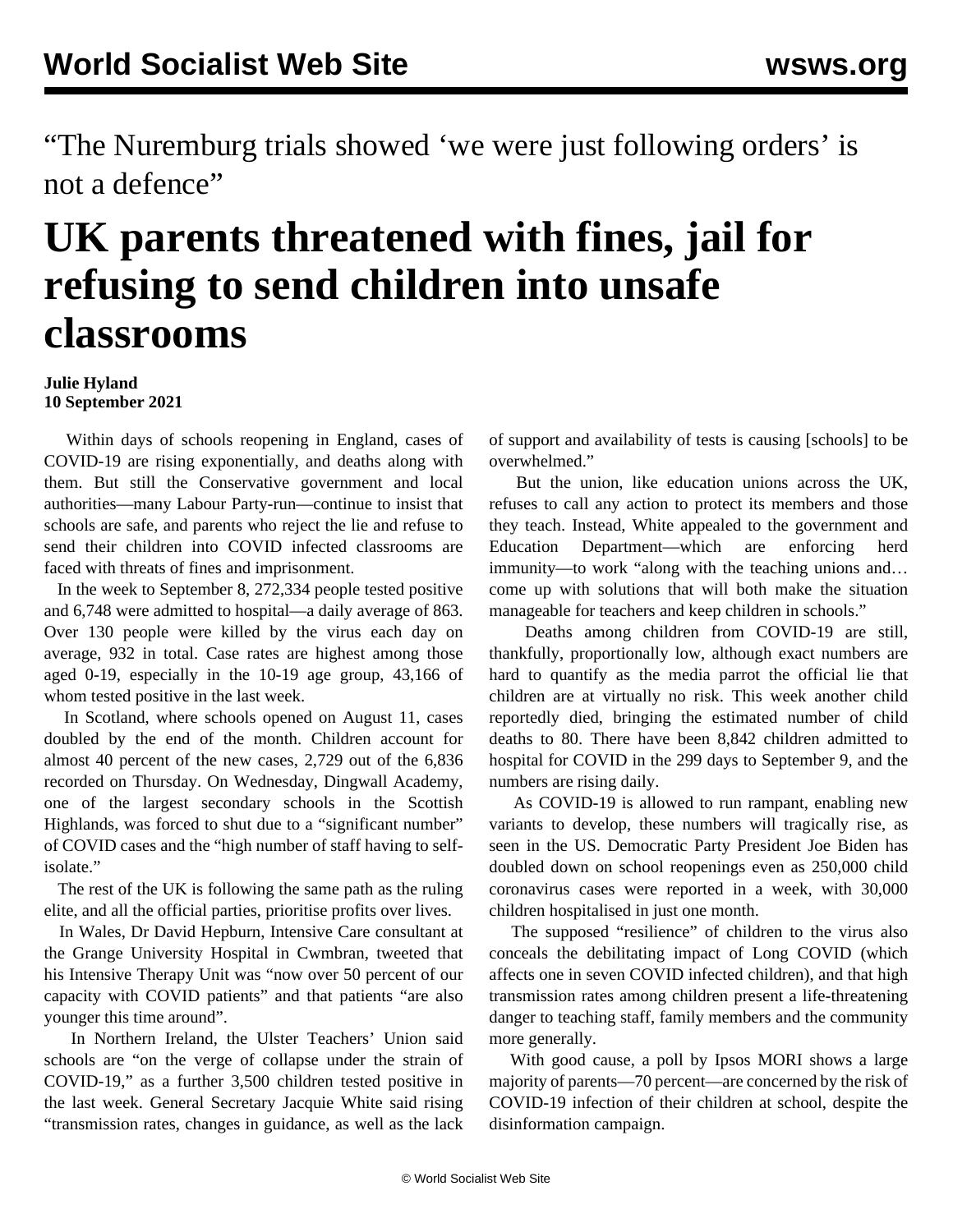“The Nuremburg trials showed ‘we were just following orders’ is not a defence”

# UK parents threatened with fines, jail for refusing to send children into unsafe classrooms

**Julie Hyland**
**10 September 2021**

Within days of schools reopening in England, cases of COVID-19 are rising exponentially, and deaths along with them. But still the Conservative government and local authorities—many Labour Party-run—continue to insist that schools are safe, and parents who reject the lie and refuse to send their children into COVID infected classrooms are faced with threats of fines and imprisonment.

In the week to September 8, 272,334 people tested positive and 6,748 were admitted to hospital—a daily average of 863. Over 130 people were killed by the virus each day on average, 932 in total. Case rates are highest among those aged 0-19, especially in the 10-19 age group, 43,166 of whom tested positive in the last week.

In Scotland, where schools opened on August 11, cases doubled by the end of the month. Children account for almost 40 percent of the new cases, 2,729 out of the 6,836 recorded on Thursday. On Wednesday, Dingwall Academy, one of the largest secondary schools in the Scottish Highlands, was forced to shut due to a “significant number” of COVID cases and the “high number of staff having to self-isolate.”

The rest of the UK is following the same path as the ruling elite, and all the official parties, prioritise profits over lives.

In Wales, Dr David Hepburn, Intensive Care consultant at the Grange University Hospital in Cwmbran, tweeted that his Intensive Therapy Unit was “now over 50 percent of our capacity with COVID patients” and that patients “are also younger this time around”.

In Northern Ireland, the Ulster Teachers’ Union said schools are “on the verge of collapse under the strain of COVID-19,” as a further 3,500 children tested positive in the last week. General Secretary Jacquie White said rising “transmission rates, changes in guidance, as well as the lack of support and availability of tests is causing [schools] to be overwhelmed.”

But the union, like education unions across the UK, refuses to call any action to protect its members and those they teach. Instead, White appealed to the government and Education Department—which are enforcing herd immunity—to work “along with the teaching unions and… come up with solutions that will both make the situation manageable for teachers and keep children in schools.”

Deaths among children from COVID-19 are still, thankfully, proportionally low, although exact numbers are hard to quantify as the media parrot the official lie that children are at virtually no risk. This week another child reportedly died, bringing the estimated number of child deaths to 80. There have been 8,842 children admitted to hospital for COVID in the 299 days to September 9, and the numbers are rising daily.

As COVID-19 is allowed to run rampant, enabling new variants to develop, these numbers will tragically rise, as seen in the US. Democratic Party President Joe Biden has doubled down on school reopenings even as 250,000 child coronavirus cases were reported in a week, with 30,000 children hospitalised in just one month.

The supposed “resilience” of children to the virus also conceals the debilitating impact of Long COVID (which affects one in seven COVID infected children), and that high transmission rates among children present a life-threatening danger to teaching staff, family members and the community more generally.

With good cause, a poll by Ipsos MORI shows a large majority of parents—70 percent—are concerned by the risk of COVID-19 infection of their children at school, despite the disinformation campaign.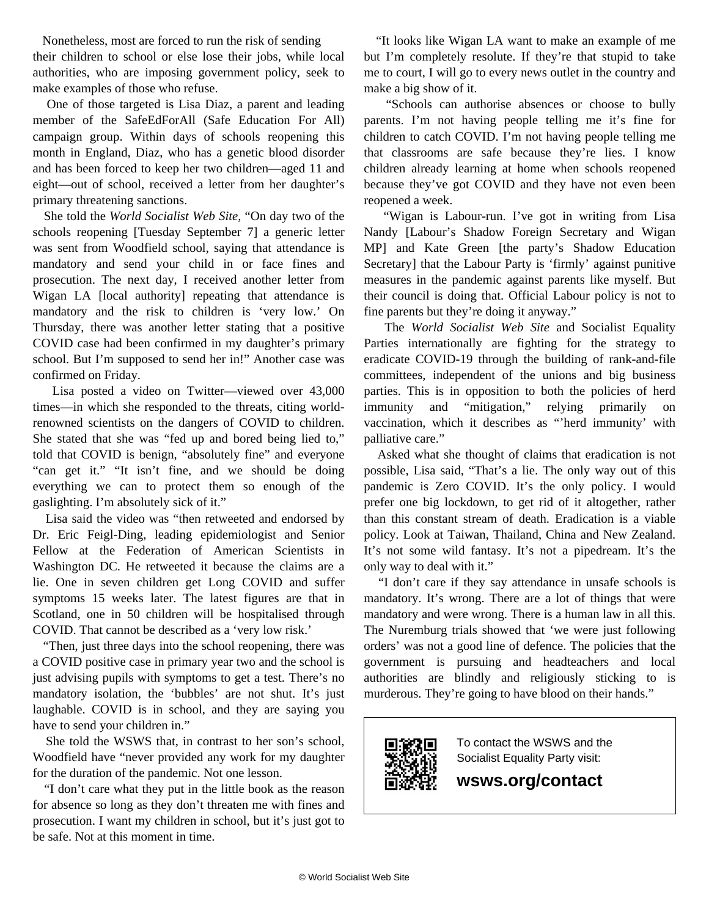Nonetheless, most are forced to run the risk of sending their children to school or else lose their jobs, while local authorities, who are imposing government policy, seek to make examples of those who refuse.

One of those targeted is Lisa Diaz, a parent and leading member of the SafeEdForAll (Safe Education For All) campaign group. Within days of schools reopening this month in England, Diaz, who has a genetic blood disorder and has been forced to keep her two children—aged 11 and eight—out of school, received a letter from her daughter's primary threatening sanctions.

She told the *World Socialist Web Site*, "On day two of the schools reopening [Tuesday September 7] a generic letter was sent from Woodfield school, saying that attendance is mandatory and send your child in or face fines and prosecution. The next day, I received another letter from Wigan LA [local authority] repeating that attendance is mandatory and the risk to children is 'very low.' On Thursday, there was another letter stating that a positive COVID case had been confirmed in my daughter's primary school. But I'm supposed to send her in!" Another case was confirmed on Friday.

Lisa posted a video on Twitter—viewed over 43,000 times—in which she responded to the threats, citing world-renowned scientists on the dangers of COVID to children. She stated that she was "fed up and bored being lied to," told that COVID is benign, "absolutely fine" and everyone "can get it." "It isn't fine, and we should be doing everything we can to protect them so enough of the gaslighting. I'm absolutely sick of it."

Lisa said the video was "then retweeted and endorsed by Dr. Eric Feigl-Ding, leading epidemiologist and Senior Fellow at the Federation of American Scientists in Washington DC. He retweeted it because the claims are a lie. One in seven children get Long COVID and suffer symptoms 15 weeks later. The latest figures are that in Scotland, one in 50 children will be hospitalised through COVID. That cannot be described as a 'very low risk.'

"Then, just three days into the school reopening, there was a COVID positive case in primary year two and the school is just advising pupils with symptoms to get a test. There's no mandatory isolation, the 'bubbles' are not shut. It's just laughable. COVID is in school, and they are saying you have to send your children in."

She told the WSWS that, in contrast to her son's school, Woodfield have "never provided any work for my daughter for the duration of the pandemic. Not one lesson.

"I don't care what they put in the little book as the reason for absence so long as they don't threaten me with fines and prosecution. I want my children in school, but it's just got to be safe. Not at this moment in time.

"It looks like Wigan LA want to make an example of me but I'm completely resolute. If they're that stupid to take me to court, I will go to every news outlet in the country and make a big show of it.

"Schools can authorise absences or choose to bully parents. I'm not having people telling me it's fine for children to catch COVID. I'm not having people telling me that classrooms are safe because they're lies. I know children already learning at home when schools reopened because they've got COVID and they have not even been reopened a week.

"Wigan is Labour-run. I've got in writing from Lisa Nandy [Labour's Shadow Foreign Secretary and Wigan MP] and Kate Green [the party's Shadow Education Secretary] that the Labour Party is 'firmly' against punitive measures in the pandemic against parents like myself. But their council is doing that. Official Labour policy is not to fine parents but they're doing it anyway."

The *World Socialist Web Site* and Socialist Equality Parties internationally are fighting for the strategy to eradicate COVID-19 through the building of rank-and-file committees, independent of the unions and big business parties. This is in opposition to both the policies of herd immunity and "mitigation," relying primarily on vaccination, which it describes as "'herd immunity' with palliative care."

Asked what she thought of claims that eradication is not possible, Lisa said, "That's a lie. The only way out of this pandemic is Zero COVID. It's the only policy. I would prefer one big lockdown, to get rid of it altogether, rather than this constant stream of death. Eradication is a viable policy. Look at Taiwan, Thailand, China and New Zealand. It's not some wild fantasy. It's not a pipedream. It's the only way to deal with it."

"I don't care if they say attendance in unsafe schools is mandatory. It's wrong. There are a lot of things that were mandatory and were wrong. There is a human law in all this. The Nuremburg trials showed that 'we were just following orders' was not a good line of defence. The policies that the government is pursuing and headteachers and local authorities are blindly and religiously sticking to is murderous. They're going to have blood on their hands."

To contact the WSWS and the Socialist Equality Party visit:

**wsws.org/contact**